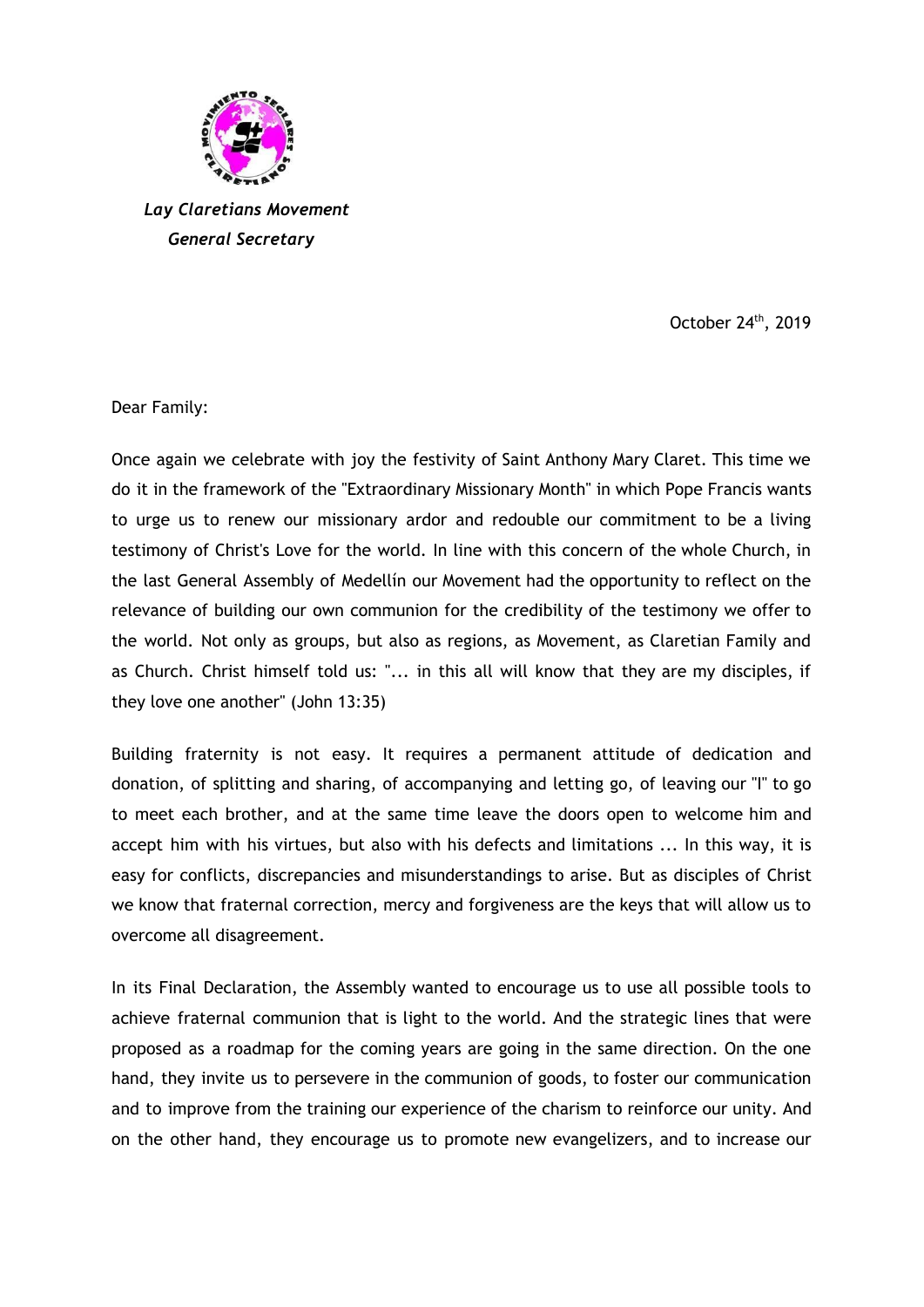*Lay Claretians Movement*
*General Secretary*

October 24th, 2019

Dear Family:

Once again we celebrate with joy the festivity of Saint Anthony Mary Claret. This time we do it in the framework of the "Extraordinary Missionary Month" in which Pope Francis wants to urge us to renew our missionary ardor and redouble our commitment to be a living testimony of Christ's Love for the world. In line with this concern of the whole Church, in the last General Assembly of Medellín our Movement had the opportunity to reflect on the relevance of building our own communion for the credibility of the testimony we offer to the world. Not only as groups, but also as regions, as Movement, as Claretian Family and as Church. Christ himself told us: "... in this all will know that they are my disciples, if they love one another" (John 13:35)

Building fraternity is not easy. It requires a permanent attitude of dedication and donation, of splitting and sharing, of accompanying and letting go, of leaving our "I" to go to meet each brother, and at the same time leave the doors open to welcome him and accept him with his virtues, but also with his defects and limitations ... In this way, it is easy for conflicts, discrepancies and misunderstandings to arise. But as disciples of Christ we know that fraternal correction, mercy and forgiveness are the keys that will allow us to overcome all disagreement.

In its Final Declaration, the Assembly wanted to encourage us to use all possible tools to achieve fraternal communion that is light to the world. And the strategic lines that were proposed as a roadmap for the coming years are going in the same direction. On the one hand, they invite us to persevere in the communion of goods, to foster our communication and to improve from the training our experience of the charism to reinforce our unity. And on the other hand, they encourage us to promote new evangelizers, and to increase our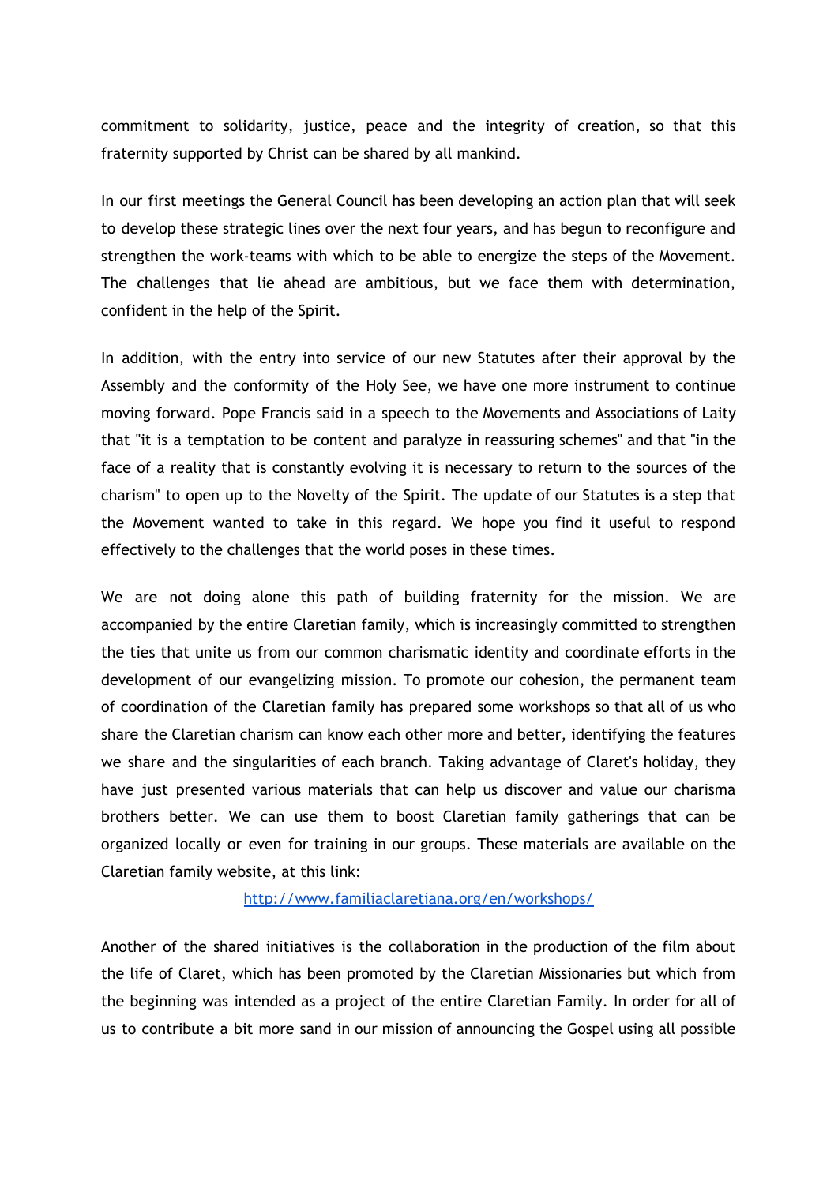commitment to solidarity, justice, peace and the integrity of creation, so that this fraternity supported by Christ can be shared by all mankind.

In our first meetings the General Council has been developing an action plan that will seek to develop these strategic lines over the next four years, and has begun to reconfigure and strengthen the work-teams with which to be able to energize the steps of the Movement. The challenges that lie ahead are ambitious, but we face them with determination, confident in the help of the Spirit.

In addition, with the entry into service of our new Statutes after their approval by the Assembly and the conformity of the Holy See, we have one more instrument to continue moving forward. Pope Francis said in a speech to the Movements and Associations of Laity that "it is a temptation to be content and paralyze in reassuring schemes" and that "in the face of a reality that is constantly evolving it is necessary to return to the sources of the charism" to open up to the Novelty of the Spirit. The update of our Statutes is a step that the Movement wanted to take in this regard. We hope you find it useful to respond effectively to the challenges that the world poses in these times.

We are not doing alone this path of building fraternity for the mission. We are accompanied by the entire Claretian family, which is increasingly committed to strengthen the ties that unite us from our common charismatic identity and coordinate efforts in the development of our evangelizing mission. To promote our cohesion, the permanent team of coordination of the Claretian family has prepared some workshops so that all of us who share the Claretian charism can know each other more and better, identifying the features we share and the singularities of each branch. Taking advantage of Claret's holiday, they have just presented various materials that can help us discover and value our charisma brothers better. We can use them to boost Claretian family gatherings that can be organized locally or even for training in our groups. These materials are available on the Claretian family website, at this link:

http://www.familiaclaretiana.org/en/workshops/

Another of the shared initiatives is the collaboration in the production of the film about the life of Claret, which has been promoted by the Claretian Missionaries but which from the beginning was intended as a project of the entire Claretian Family. In order for all of us to contribute a bit more sand in our mission of announcing the Gospel using all possible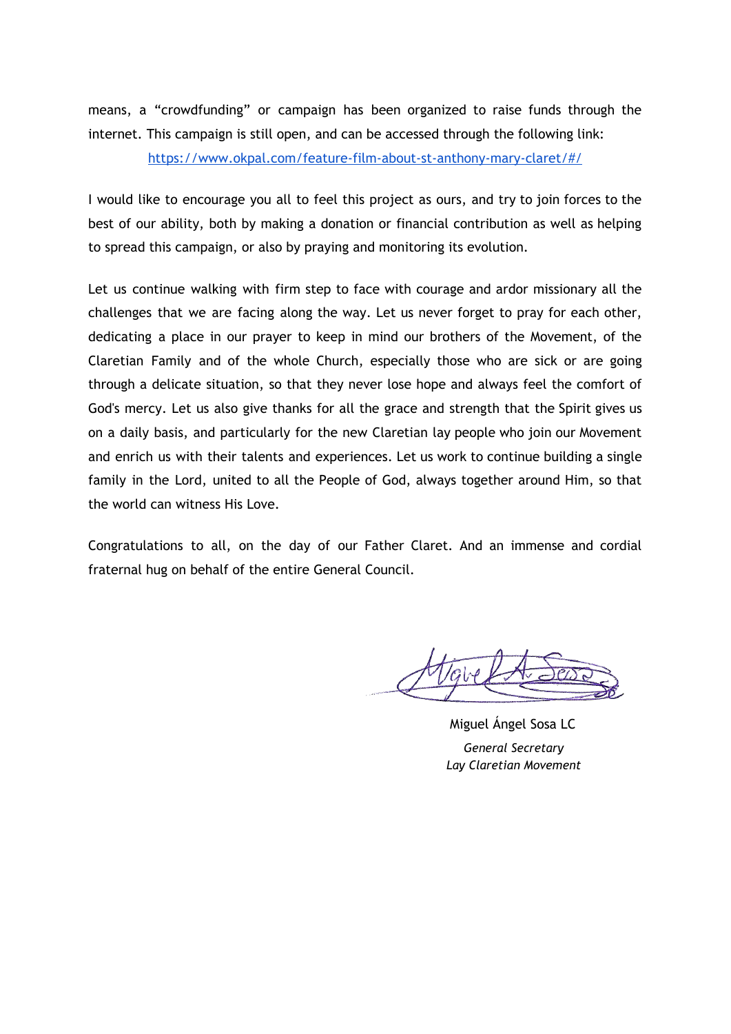means, a “crowdfunding” or campaign has been organized to raise funds through the internet. This campaign is still open, and can be accessed through the following link:

https://www.okpal.com/feature-film-about-st-anthony-mary-claret/#/

I would like to encourage you all to feel this project as ours, and try to join forces to the best of our ability, both by making a donation or financial contribution as well as helping to spread this campaign, or also by praying and monitoring its evolution.

Let us continue walking with firm step to face with courage and ardor missionary all the challenges that we are facing along the way. Let us never forget to pray for each other, dedicating a place in our prayer to keep in mind our brothers of the Movement, of the Claretian Family and of the whole Church, especially those who are sick or are going through a delicate situation, so that they never lose hope and always feel the comfort of God's mercy. Let us also give thanks for all the grace and strength that the Spirit gives us on a daily basis, and particularly for the new Claretian lay people who join our Movement and enrich us with their talents and experiences. Let us work to continue building a single family in the Lord, united to all the People of God, always together around Him, so that the world can witness His Love.

Congratulations to all, on the day of our Father Claret. And an immense and cordial fraternal hug on behalf of the entire General Council.

Miguel Ángel Sosa LC

*General Secretary*
*Lay Claretian Movement*